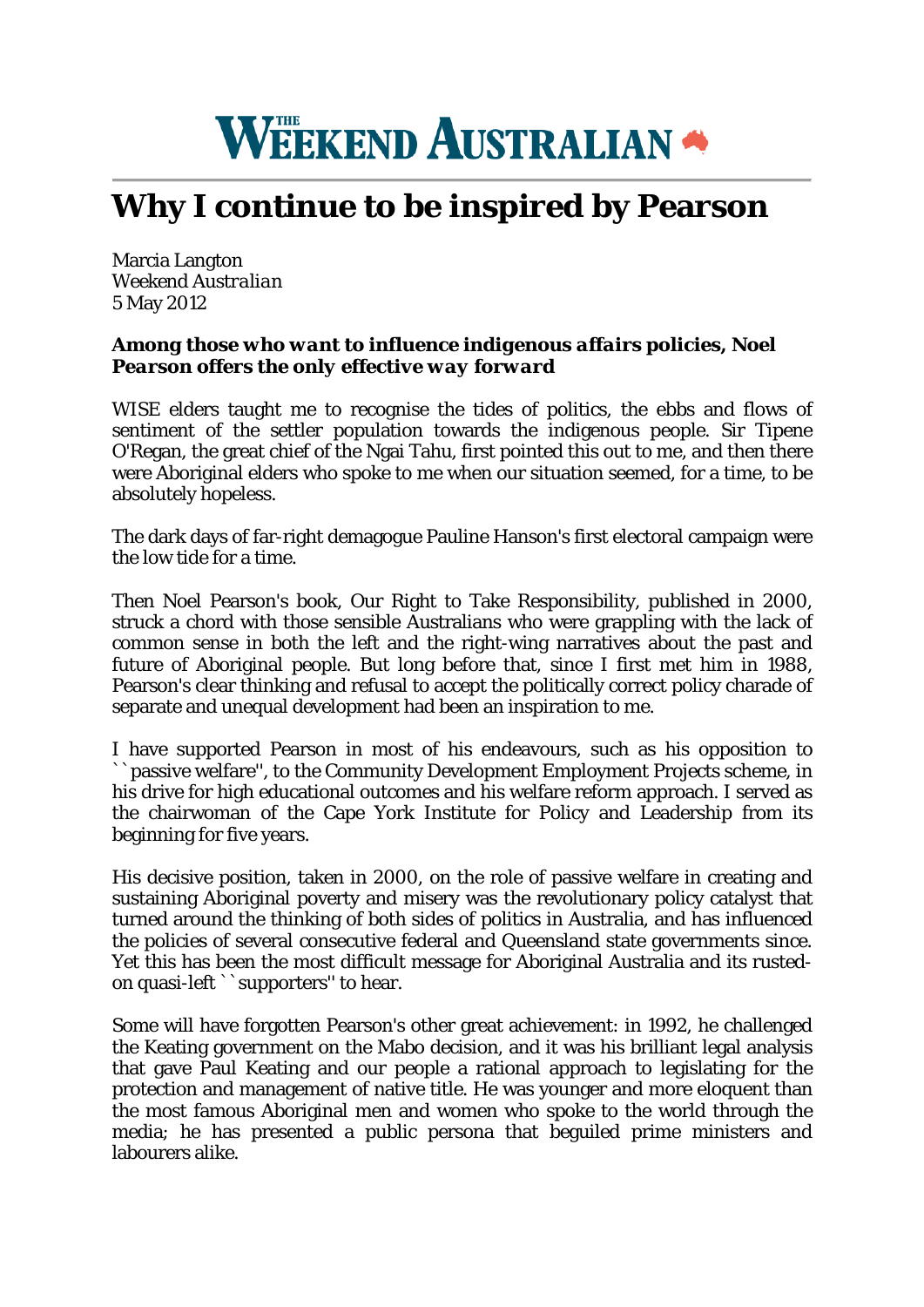# THE WEEKEND AUSTRALIAN

# Why I continue to be inspired by Pearson

Marcia Langton
*Weekend Australian*
5 May 2012

***Among those who want to influence indigenous affairs policies, Noel Pearson offers the only effective way forward***

WISE elders taught me to recognise the tides of politics, the ebbs and flows of sentiment of the settler population towards the indigenous people. Sir Tipene O'Regan, the great chief of the Ngai Tahu, first pointed this out to me, and then there were Aboriginal elders who spoke to me when our situation seemed, for a time, to be absolutely hopeless.

The dark days of far-right demagogue Pauline Hanson's first electoral campaign were the low tide for a time.

Then Noel Pearson's book, Our Right to Take Responsibility, published in 2000, struck a chord with those sensible Australians who were grappling with the lack of common sense in both the left and the right-wing narratives about the past and future of Aboriginal people. But long before that, since I first met him in 1988, Pearson's clear thinking and refusal to accept the politically correct policy charade of separate and unequal development had been an inspiration to me.

I have supported Pearson in most of his endeavours, such as his opposition to ``passive welfare'', to the Community Development Employment Projects scheme, in his drive for high educational outcomes and his welfare reform approach. I served as the chairwoman of the Cape York Institute for Policy and Leadership from its beginning for five years.

His decisive position, taken in 2000, on the role of passive welfare in creating and sustaining Aboriginal poverty and misery was the revolutionary policy catalyst that turned around the thinking of both sides of politics in Australia, and has influenced the policies of several consecutive federal and Queensland state governments since. Yet this has been the most difficult message for Aboriginal Australia and its rusted-on quasi-left ``supporters'' to hear.

Some will have forgotten Pearson's other great achievement: in 1992, he challenged the Keating government on the Mabo decision, and it was his brilliant legal analysis that gave Paul Keating and our people a rational approach to legislating for the protection and management of native title. He was younger and more eloquent than the most famous Aboriginal men and women who spoke to the world through the media; he has presented a public persona that beguiled prime ministers and labourers alike.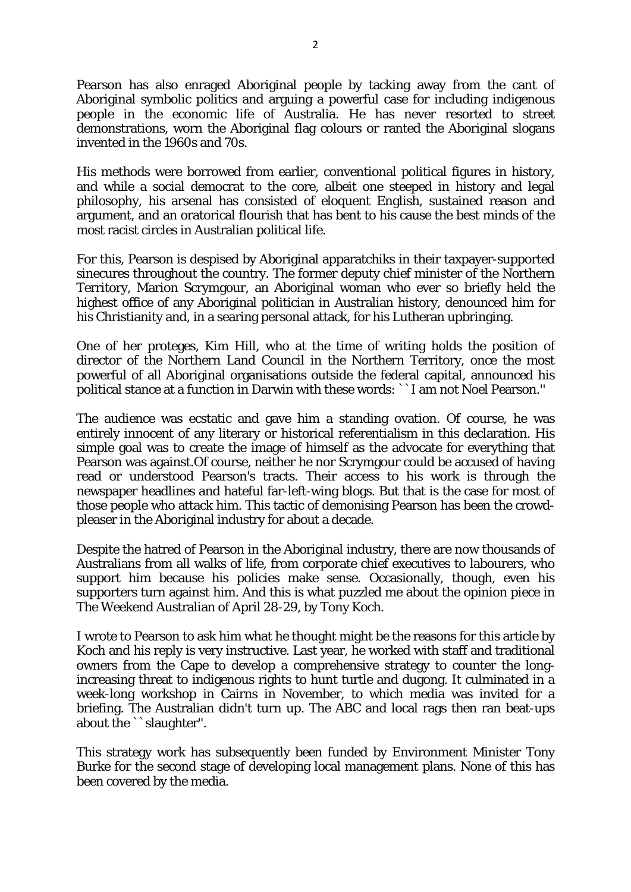Pearson has also enraged Aboriginal people by tacking away from the cant of Aboriginal symbolic politics and arguing a powerful case for including indigenous people in the economic life of Australia. He has never resorted to street demonstrations, worn the Aboriginal flag colours or ranted the Aboriginal slogans invented in the 1960s and 70s.

His methods were borrowed from earlier, conventional political figures in history, and while a social democrat to the core, albeit one steeped in history and legal philosophy, his arsenal has consisted of eloquent English, sustained reason and argument, and an oratorical flourish that has bent to his cause the best minds of the most racist circles in Australian political life.

For this, Pearson is despised by Aboriginal apparatchiks in their taxpayer-supported sinecures throughout the country. The former deputy chief minister of the Northern Territory, Marion Scrymgour, an Aboriginal woman who ever so briefly held the highest office of any Aboriginal politician in Australian history, denounced him for his Christianity and, in a searing personal attack, for his Lutheran upbringing.

One of her proteges, Kim Hill, who at the time of writing holds the position of director of the Northern Land Council in the Northern Territory, once the most powerful of all Aboriginal organisations outside the federal capital, announced his political stance at a function in Darwin with these words: ``I am not Noel Pearson.''

The audience was ecstatic and gave him a standing ovation. Of course, he was entirely innocent of any literary or historical referentialism in this declaration. His simple goal was to create the image of himself as the advocate for everything that Pearson was against.Of course, neither he nor Scrymgour could be accused of having read or understood Pearson's tracts. Their access to his work is through the newspaper headlines and hateful far-left-wing blogs. But that is the case for most of those people who attack him. This tactic of demonising Pearson has been the crowd-pleaser in the Aboriginal industry for about a decade.

Despite the hatred of Pearson in the Aboriginal industry, there are now thousands of Australians from all walks of life, from corporate chief executives to labourers, who support him because his policies make sense. Occasionally, though, even his supporters turn against him. And this is what puzzled me about the opinion piece in The Weekend Australian of April 28-29, by Tony Koch.

I wrote to Pearson to ask him what he thought might be the reasons for this article by Koch and his reply is very instructive. Last year, he worked with staff and traditional owners from the Cape to develop a comprehensive strategy to counter the long-increasing threat to indigenous rights to hunt turtle and dugong. It culminated in a week-long workshop in Cairns in November, to which media was invited for a briefing. The Australian didn't turn up. The ABC and local rags then ran beat-ups about the ``slaughter''.

This strategy work has subsequently been funded by Environment Minister Tony Burke for the second stage of developing local management plans. None of this has been covered by the media.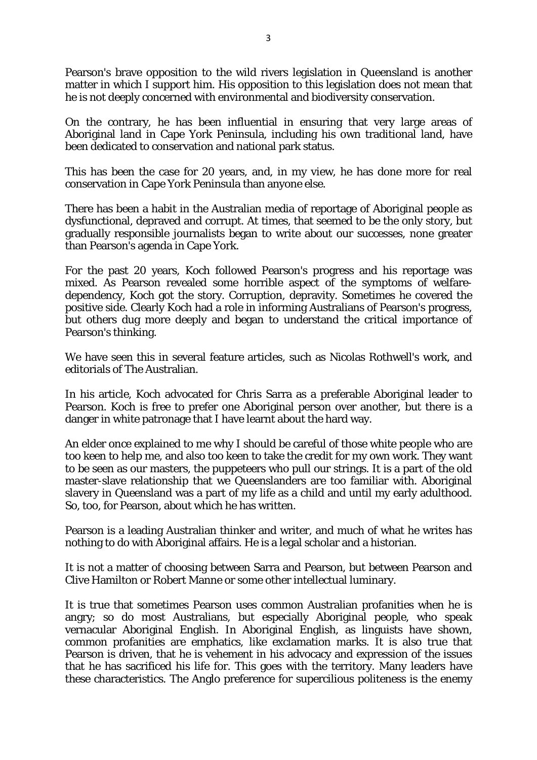Pearson's brave opposition to the wild rivers legislation in Queensland is another matter in which I support him. His opposition to this legislation does not mean that he is not deeply concerned with environmental and biodiversity conservation.

On the contrary, he has been influential in ensuring that very large areas of Aboriginal land in Cape York Peninsula, including his own traditional land, have been dedicated to conservation and national park status.

This has been the case for 20 years, and, in my view, he has done more for real conservation in Cape York Peninsula than anyone else.

There has been a habit in the Australian media of reportage of Aboriginal people as dysfunctional, depraved and corrupt. At times, that seemed to be the only story, but gradually responsible journalists began to write about our successes, none greater than Pearson's agenda in Cape York.

For the past 20 years, Koch followed Pearson's progress and his reportage was mixed. As Pearson revealed some horrible aspect of the symptoms of welfare-dependency, Koch got the story. Corruption, depravity. Sometimes he covered the positive side. Clearly Koch had a role in informing Australians of Pearson's progress, but others dug more deeply and began to understand the critical importance of Pearson's thinking.

We have seen this in several feature articles, such as Nicolas Rothwell's work, and editorials of The Australian.

In his article, Koch advocated for Chris Sarra as a preferable Aboriginal leader to Pearson. Koch is free to prefer one Aboriginal person over another, but there is a danger in white patronage that I have learnt about the hard way.

An elder once explained to me why I should be careful of those white people who are too keen to help me, and also too keen to take the credit for my own work. They want to be seen as our masters, the puppeteers who pull our strings. It is a part of the old master-slave relationship that we Queenslanders are too familiar with. Aboriginal slavery in Queensland was a part of my life as a child and until my early adulthood. So, too, for Pearson, about which he has written.

Pearson is a leading Australian thinker and writer, and much of what he writes has nothing to do with Aboriginal affairs. He is a legal scholar and a historian.

It is not a matter of choosing between Sarra and Pearson, but between Pearson and Clive Hamilton or Robert Manne or some other intellectual luminary.

It is true that sometimes Pearson uses common Australian profanities when he is angry; so do most Australians, but especially Aboriginal people, who speak vernacular Aboriginal English. In Aboriginal English, as linguists have shown, common profanities are emphatics, like exclamation marks. It is also true that Pearson is driven, that he is vehement in his advocacy and expression of the issues that he has sacrificed his life for. This goes with the territory. Many leaders have these characteristics. The Anglo preference for supercilious politeness is the enemy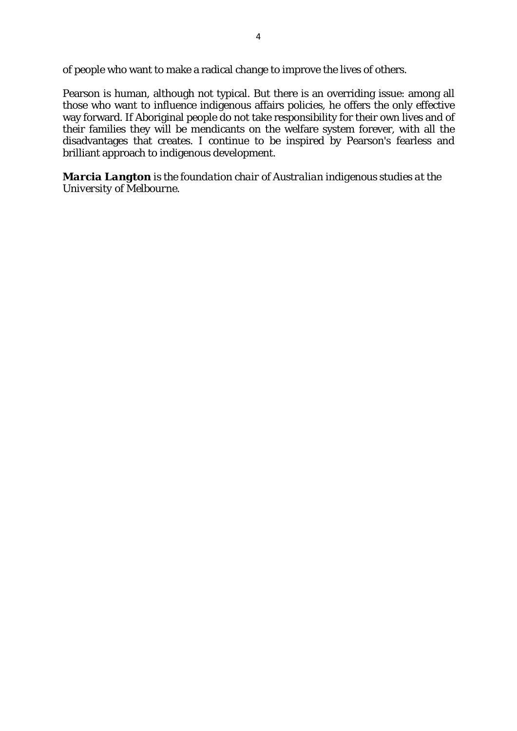of people who want to make a radical change to improve the lives of others.

Pearson is human, although not typical. But there is an overriding issue: among all those who want to influence indigenous affairs policies, he offers the only effective way forward. If Aboriginal people do not take responsibility for their own lives and of their families they will be mendicants on the welfare system forever, with all the disadvantages that creates. I continue to be inspired by Pearson's fearless and brilliant approach to indigenous development.

***Marcia Langton*** *is the foundation chair of Australian indigenous studies at the University of Melbourne.*